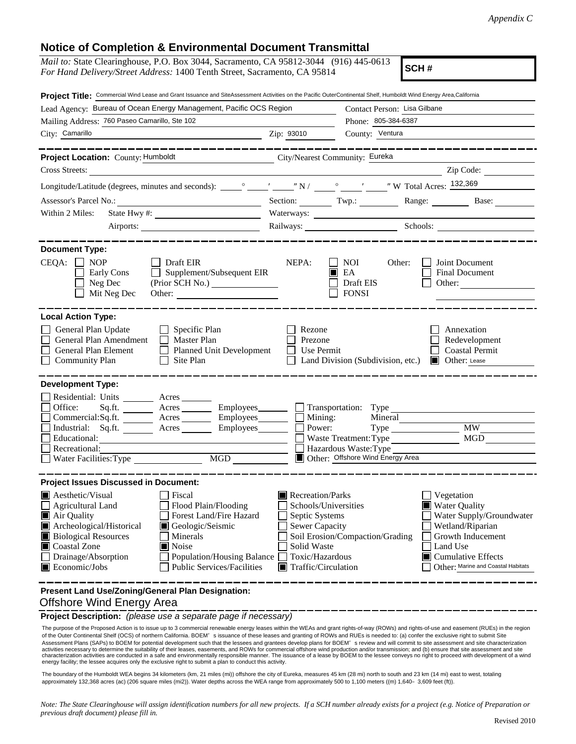*Appendix C*

# Notice of Completion & Environmental Document Transmittal

*Mail to:* State Clearinghouse, P.O. Box 3044, Sacramento, CA 95812-3044 (916) 445-0613
*For Hand Delivery/Street Address:* 1400 Tenth Street, Sacramento, CA 95814

**SCH #**

**Project Title:** Commercial Wind Lease and Grant Issuance and SiteAssessment Activities on the Pacific OuterContinental Shelf, Humboldt Wind Energy Area,California

Lead Agency: Bureau of Ocean Energy Management, Pacific OCS Region
Contact Person: Lisa Gilbane
Mailing Address: 760 Paseo Camarillo, Ste 102
Phone: 805-384-6387
City: Camarillo
Zip: 93010
County: Ventura

---

**Project Location:** County: Humboldt
City/Nearest Community: Eureka
Cross Streets:
Zip Code:
Longitude/Latitude (degrees, minutes and seconds): ___° ___′ ___″ N / ___° ___′ ___″ W Total Acres: 132,369
Assessor's Parcel No.:
Section: Twp.: Range: Base:
Within 2 Miles: State Hwy #: Waterways:
Airports: Railways: Schools:

---

**Document Type:**

CEQA:
- [ ] NOP
- [ ] Early Cons
- [ ] Neg Dec
- [ ] Mit Neg Dec
- [ ] Draft EIR
- [ ] Supplement/Subsequent EIR (Prior SCH No.)
- Other:

NEPA:
- [ ] NOI
- [x] EA
- [ ] Draft EIS
- [ ] FONSI

Other:
- [ ] Joint Document
- [ ] Final Document
- [ ] Other:

---

**Local Action Type:**

- [ ] General Plan Update
- [ ] General Plan Amendment
- [ ] General Plan Element
- [ ] Community Plan
- [ ] Specific Plan
- [ ] Master Plan
- [ ] Planned Unit Development
- [ ] Site Plan
- [ ] Rezone
- [ ] Prezone
- [ ] Use Permit
- [ ] Land Division (Subdivision, etc.)
- [ ] Annexation
- [ ] Redevelopment
- [ ] Coastal Permit
- [x] Other: Lease

---

**Development Type:**

- [ ] Residential: Units ___ Acres ___
- [ ] Office: Sq.ft. ___ Acres ___ Employees ___
- [ ] Commercial: Sq.ft. ___ Acres ___ Employees ___
- [ ] Industrial: Sq.ft. ___ Acres ___ Employees ___
- [ ] Educational:
- [ ] Recreational:
- [ ] Water Facilities: Type ___ MGD ___
- [ ] Transportation: Type
- [ ] Mining: Mineral
- [ ] Power: Type ___ MW
- [ ] Waste Treatment: Type ___ MGD
- [ ] Hazardous Waste: Type
- [x] Other: Offshore Wind Energy Area

---

**Project Issues Discussed in Document:**

- [x] Aesthetic/Visual
- [ ] Agricultural Land
- [x] Air Quality
- [x] Archeological/Historical
- [x] Biological Resources
- [x] Coastal Zone
- [ ] Drainage/Absorption
- [x] Economic/Jobs
- [ ] Fiscal
- [ ] Flood Plain/Flooding
- [ ] Forest Land/Fire Hazard
- [x] Geologic/Seismic
- [ ] Minerals
- [x] Noise
- [ ] Population/Housing Balance
- [ ] Public Services/Facilities
- [x] Recreation/Parks
- [ ] Schools/Universities
- [ ] Septic Systems
- [ ] Sewer Capacity
- [ ] Soil Erosion/Compaction/Grading
- [ ] Solid Waste
- [ ] Toxic/Hazardous
- [x] Traffic/Circulation
- [ ] Vegetation
- [x] Water Quality
- [ ] Water Supply/Groundwater
- [ ] Wetland/Riparian
- [ ] Growth Inducement
- [ ] Land Use
- [x] Cumulative Effects
- [ ] Other: Marine and Coastal Habitats

---

**Present Land Use/Zoning/General Plan Designation:**
Offshore Wind Energy Area

**Project Description:** *(please use a separate page if necessary)*

The purpose of the Proposed Action is to issue up to 3 commercial renewable energy leases within the WEAs and grant rights-of-way (ROWs) and rights-of-use and easement (RUEs) in the region of the Outer Continental Shelf (OCS) of northern California. BOEM's issuance of these leases and granting of ROWs and RUEs is needed to: (a) confer the exclusive right to submit Site Assessment Plans (SAPs) to BOEM for potential development such that the lessees and grantees develop plans for BOEM's review and will commit to site assessment and site characterization activities necessary to determine the suitability of their leases, easements, and ROWs for commercial offshore wind production and/or transmission; and (b) ensure that site assessment and site characterization activities are conducted in a safe and environmentally responsible manner. The issuance of a lease by BOEM to the lessee conveys no right to proceed with development of a wind energy facility; the lessee acquires only the exclusive right to submit a plan to conduct this activity.

The boundary of the Humboldt WEA begins 34 kilometers (km, 21 miles (mi)) offshore the city of Eureka, measures 45 km (28 mi) north to south and 23 km (14 mi) east to west, totaling approximately 132,368 acres (ac) (206 square miles (mi2)). Water depths across the WEA range from approximately 500 to 1,100 meters ((m) 1,640- 3,609 feet (ft)).

*Note: The State Clearinghouse will assign identification numbers for all new projects. If a SCH number already exists for a project (e.g. Notice of Preparation or previous draft document) please fill in.*

Revised 2010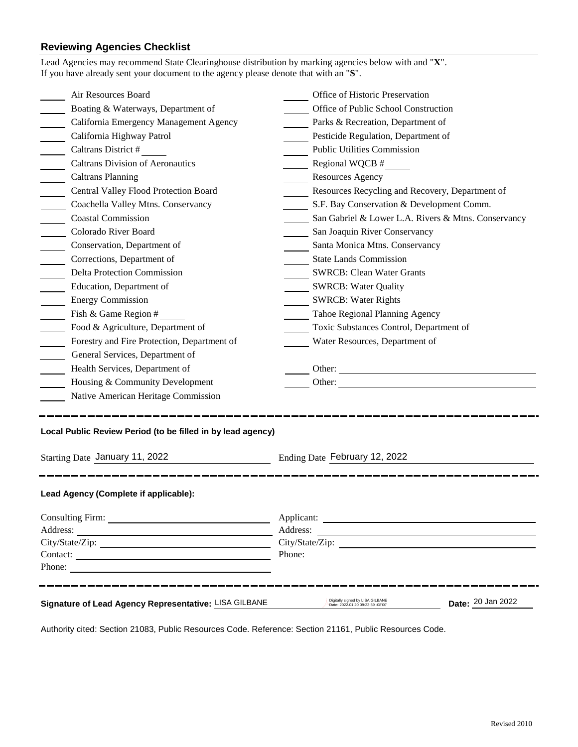## Reviewing Agencies Checklist

Lead Agencies may recommend State Clearinghouse distribution by marking agencies below with and "**X**".
If you have already sent your document to the agency please denote that with an "**S**".

- _____ Air Resources Board
- _____ Boating & Waterways, Department of
- _____ California Emergency Management Agency
- _____ California Highway Patrol
- _____ Caltrans District # _____
- _____ Caltrans Division of Aeronautics
- _____ Caltrans Planning
- _____ Central Valley Flood Protection Board
- _____ Coachella Valley Mtns. Conservancy
- _____ Coastal Commission
- _____ Colorado River Board
- _____ Conservation, Department of
- _____ Corrections, Department of
- _____ Delta Protection Commission
- _____ Education, Department of
- _____ Energy Commission
- _____ Fish & Game Region # _____
- _____ Food & Agriculture, Department of
- _____ Forestry and Fire Protection, Department of
- _____ General Services, Department of
- _____ Health Services, Department of
- _____ Housing & Community Development
- _____ Native American Heritage Commission
- _____ Office of Historic Preservation
- _____ Office of Public School Construction
- _____ Parks & Recreation, Department of
- _____ Pesticide Regulation, Department of
- _____ Public Utilities Commission
- _____ Regional WQCB # _____
- _____ Resources Agency
- _____ Resources Recycling and Recovery, Department of
- _____ S.F. Bay Conservation & Development Comm.
- _____ San Gabriel & Lower L.A. Rivers & Mtns. Conservancy
- _____ San Joaquin River Conservancy
- _____ Santa Monica Mtns. Conservancy
- _____ State Lands Commission
- _____ SWRCB: Clean Water Grants
- _____ SWRCB: Water Quality
- _____ SWRCB: Water Rights
- _____ Tahoe Regional Planning Agency
- _____ Toxic Substances Control, Department of
- _____ Water Resources, Department of
- _____ Other: _____
- _____ Other: _____

---

**Local Public Review Period (to be filled in by lead agency)**

Starting Date January 11, 2022 Ending Date February 12, 2022

---

**Lead Agency (Complete if applicable):**

Consulting Firm:
Address:
City/State/Zip:
Contact:
Phone:

Applicant:
Address:
City/State/Zip:
Phone:

---

**Signature of Lead Agency Representative:** LISA GILBANE Digitally signed by LISA GILBANE Date: 2022.01.20 09:23:59 -08'00' **Date:** 20 Jan 2022

Authority cited: Section 21083, Public Resources Code. Reference: Section 21161, Public Resources Code.

Revised 2010